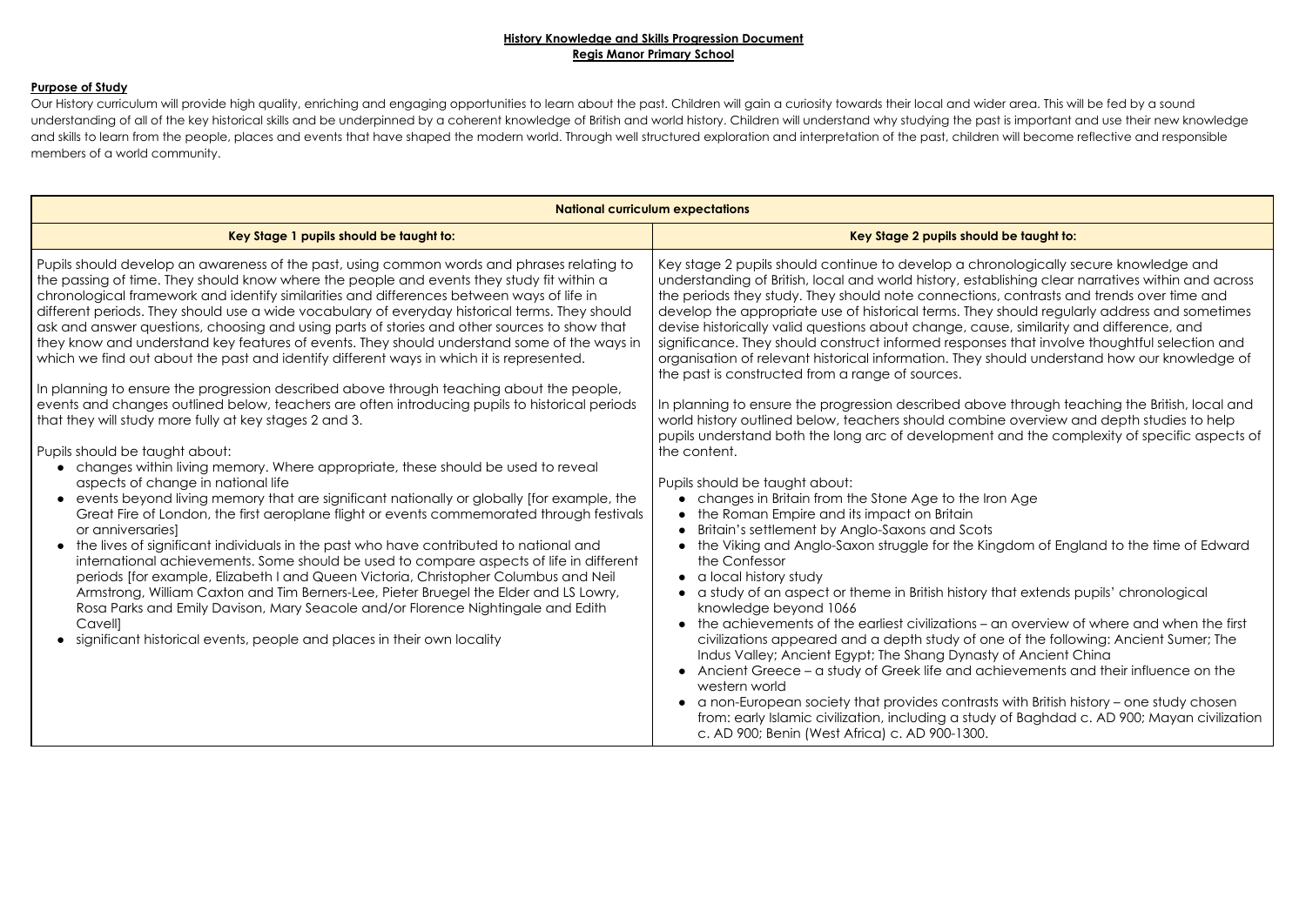**History Knowledge and Skills Progression Document**
**Regis Manor Primary School**

**Purpose of Study**

Our History curriculum will provide high quality, enriching and engaging opportunities to learn about the past. Children will gain a curiosity towards their local and wider area. This will be fed by a sound understanding of all of the key historical skills and be underpinned by a coherent knowledge of British and world history. Children will understand why studying the past is important and use their new knowledge and skills to learn from the people, places and events that have shaped the modern world. Through well structured exploration and interpretation of the past, children will become reflective and responsible members of a world community.

| **National curriculum expectations** | |
|---|---|
| **Key Stage 1 pupils should be taught to:** | **Key Stage 2 pupils should be taught to:** |
| Pupils should develop an awareness of the past, using common words and phrases relating to the passing of time. They should know where the people and events they study fit within a chronological framework and identify similarities and differences between ways of life in different periods. They should use a wide vocabulary of everyday historical terms. They should ask and answer questions, choosing and using parts of stories and other sources to show that they know and understand key features of events. They should understand some of the ways in which we find out about the past and identify different ways in which it is represented.<br><br>In planning to ensure the progression described above through teaching about the people, events and changes outlined below, teachers are often introducing pupils to historical periods that they will study more fully at key stages 2 and 3.<br><br>Pupils should be taught about:<br>• changes within living memory. Where appropriate, these should be used to reveal aspects of change in national life<br>• events beyond living memory that are significant nationally or globally [for example, the Great Fire of London, the first aeroplane flight or events commemorated through festivals or anniversaries]<br>• the lives of significant individuals in the past who have contributed to national and international achievements. Some should be used to compare aspects of life in different periods [for example, Elizabeth I and Queen Victoria, Christopher Columbus and Neil Armstrong, William Caxton and Tim Berners-Lee, Pieter Bruegel the Elder and LS Lowry, Rosa Parks and Emily Davison, Mary Seacole and/or Florence Nightingale and Edith Cavell]<br>• significant historical events, people and places in their own locality | Key stage 2 pupils should continue to develop a chronologically secure knowledge and understanding of British, local and world history, establishing clear narratives within and across the periods they study. They should note connections, contrasts and trends over time and develop the appropriate use of historical terms. They should regularly address and sometimes devise historically valid questions about change, cause, similarity and difference, and significance. They should construct informed responses that involve thoughtful selection and organisation of relevant historical information. They should understand how our knowledge of the past is constructed from a range of sources.<br><br>In planning to ensure the progression described above through teaching the British, local and world history outlined below, teachers should combine overview and depth studies to help pupils understand both the long arc of development and the complexity of specific aspects of the content.<br><br>Pupils should be taught about:<br>• changes in Britain from the Stone Age to the Iron Age<br>• the Roman Empire and its impact on Britain<br>• Britain's settlement by Anglo-Saxons and Scots<br>• the Viking and Anglo-Saxon struggle for the Kingdom of England to the time of Edward the Confessor<br>• a local history study<br>• a study of an aspect or theme in British history that extends pupils' chronological knowledge beyond 1066<br>• the achievements of the earliest civilizations – an overview of where and when the first civilizations appeared and a depth study of one of the following: Ancient Sumer; The Indus Valley; Ancient Egypt; The Shang Dynasty of Ancient China<br>• Ancient Greece – a study of Greek life and achievements and their influence on the western world<br>• a non-European society that provides contrasts with British history – one study chosen from: early Islamic civilization, including a study of Baghdad c. AD 900; Mayan civilization c. AD 900; Benin (West Africa) c. AD 900-1300. |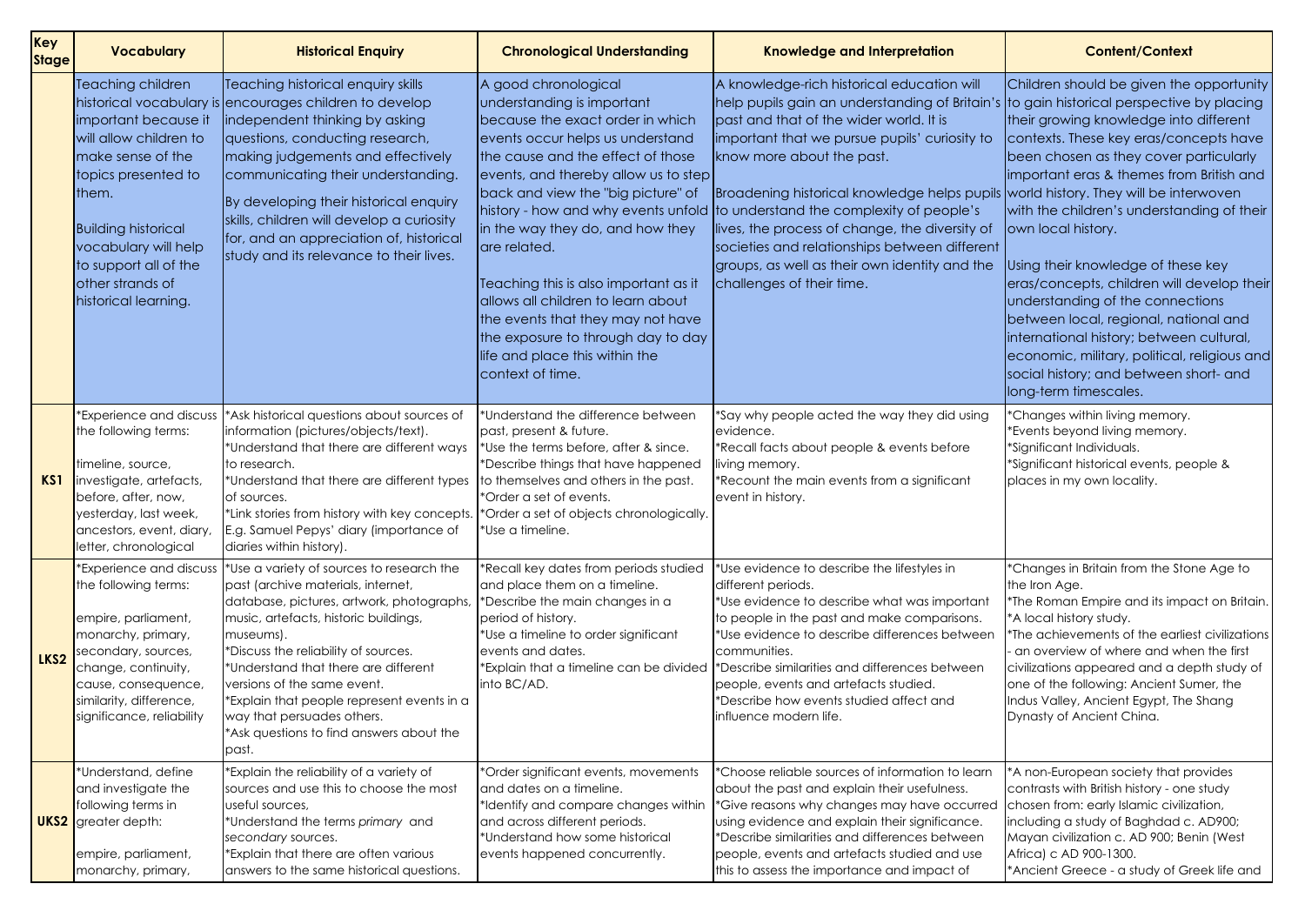| Key Stage | Vocabulary | Historical Enquiry | Chronological Understanding | Knowledge and Interpretation | Content/Context |
|---|---|---|---|---|---|
| | Teaching children historical vocabulary is important because it will allow children to make sense of the topics presented to them.<br><br>Building historical vocabulary will help to support all of the other strands of historical learning. | Teaching historical enquiry skills encourages children to develop independent thinking by asking questions, conducting research, making judgements and effectively communicating their understanding.<br><br>By developing their historical enquiry skills, children will develop a curiosity for, and an appreciation of, historical study and its relevance to their lives. | A good chronological understanding is important because the exact order in which events occur helps us understand the cause and the effect of those events, and thereby allow us to step back and view the "big picture" of history - how and why events unfold in the way they do, and how they are related.<br><br>Teaching this is also important as it allows all children to learn about the events that they may not have the exposure to through day to day life and place this within the context of time. | A knowledge-rich historical education will help pupils gain an understanding of Britain's past and that of the wider world. It is important that we pursue pupils' curiosity to know more about the past.<br><br>Broadening historical knowledge helps pupils to understand the complexity of people's lives, the process of change, the diversity of societies and relationships between different groups, as well as their own identity and the challenges of their time. | Children should be given the opportunity to gain historical perspective by placing their growing knowledge into different contexts. These key eras/concepts have been chosen as they cover particularly important eras & themes from British and world history. They will be interwoven with the children's understanding of their own local history.<br><br>Using their knowledge of these key eras/concepts, children will develop their understanding of the connections between local, regional, national and international history; between cultural, economic, military, political, religious and social history; and between short- and long-term timescales. |
| **KS1** | *Experience and discuss the following terms:<br><br>timeline, source, investigate, artefacts, before, after, now, yesterday, last week, ancestors, event, diary, letter, chronological | *Ask historical questions about sources of information (pictures/objects/text).<br>*Understand that there are different ways to research.<br>*Understand that there are different types of sources.<br>*Link stories from history with key concepts. E.g. Samuel Pepys' diary (importance of diaries within history). | *Understand the difference between past, present & future.<br>*Use the terms before, after & since.<br>*Describe things that have happened to themselves and others in the past.<br>*Order a set of events.<br>*Order a set of objects chronologically.<br>*Use a timeline. | *Say why people acted the way they did using evidence.<br>*Recall facts about people & events before living memory.<br>*Recount the main events from a significant event in history. | *Changes within living memory.<br>*Events beyond living memory.<br>*Significant Individuals.<br>*Significant historical events, people & places in my own locality. |
| **LKS2** | *Experience and discuss the following terms:<br><br>empire, parliament, monarchy, primary, secondary, sources, change, continuity, cause, consequence, similarity, difference, significance, reliability | *Use a variety of sources to research the past (archive materials, internet, database, pictures, artwork, photographs, music, artefacts, historic buildings, museums).<br>*Discuss the reliability of sources.<br>*Understand that there are different versions of the same event.<br>*Explain that people represent events in a way that persuades others.<br>*Ask questions to find answers about the past. | *Recall key dates from periods studied and place them on a timeline.<br>*Describe the main changes in a period of history.<br>*Use a timeline to order significant events and dates.<br>*Explain that a timeline can be divided into BC/AD. | *Use evidence to describe the lifestyles in different periods.<br>*Use evidence to describe what was important to people in the past and make comparisons.<br>*Use evidence to describe differences between communities.<br>*Describe similarities and differences between people, events and artefacts studied.<br>*Describe how events studied affect and influence modern life. | *Changes in Britain from the Stone Age to the Iron Age.<br>*The Roman Empire and its impact on Britain.<br>*A local history study.<br>*The achievements of the earliest civilizations - an overview of where and when the first civilizations appeared and a depth study of one of the following: Ancient Sumer, the Indus Valley, Ancient Egypt, The Shang Dynasty of Ancient China. |
| **UKS2** | *Understand, define and investigate the following terms in greater depth:<br><br>empire, parliament, monarchy, primary, | *Explain the reliability of a variety of sources and use this to choose the most useful sources,<br>*Understand the terms *primary* and *secondary* sources.<br>*Explain that there are often various answers to the same historical questions. | *Order significant events, movements and dates on a timeline.<br>*Identify and compare changes within and across different periods.<br>*Understand how some historical events happened concurrently. | *Choose reliable sources of information to learn about the past and explain their usefulness.<br>*Give reasons why changes may have occurred using evidence and explain their significance.<br>*Describe similarities and differences between people, events and artefacts studied and use this to assess the importance and impact of | *A non-European society that provides contrasts with British history - one study chosen from: early Islamic civilization, including a study of Baghdad c. AD900; Mayan civilization c. AD 900; Benin (West Africa) c AD 900-1300.<br>*Ancient Greece - a study of Greek life and |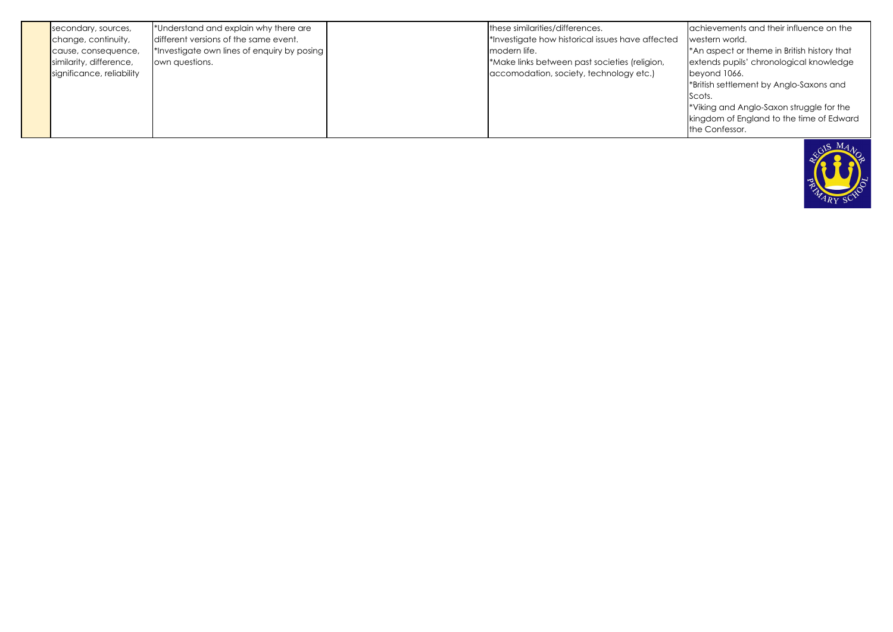| | | | | | |
|---|---|---|---|---|---|
| | secondary, sources, change, continuity, cause, consequence, similarity, difference, significance, reliability | *Understand and explain why there are different versions of the same event.<br>*Investigate own lines of enquiry by posing own questions. | | these similarities/differences.<br>*Investigate how historical issues have affected modern life.<br>*Make links between past societies (religion, accomodation, society, technology etc.) | achievements and their influence on the western world.<br>*An aspect or theme in British history that extends pupils' chronological knowledge beyond 1066.<br>*British settlement by Anglo-Saxons and Scots.<br>*Viking and Anglo-Saxon struggle for the kingdom of England to the time of Edward the Confessor. |